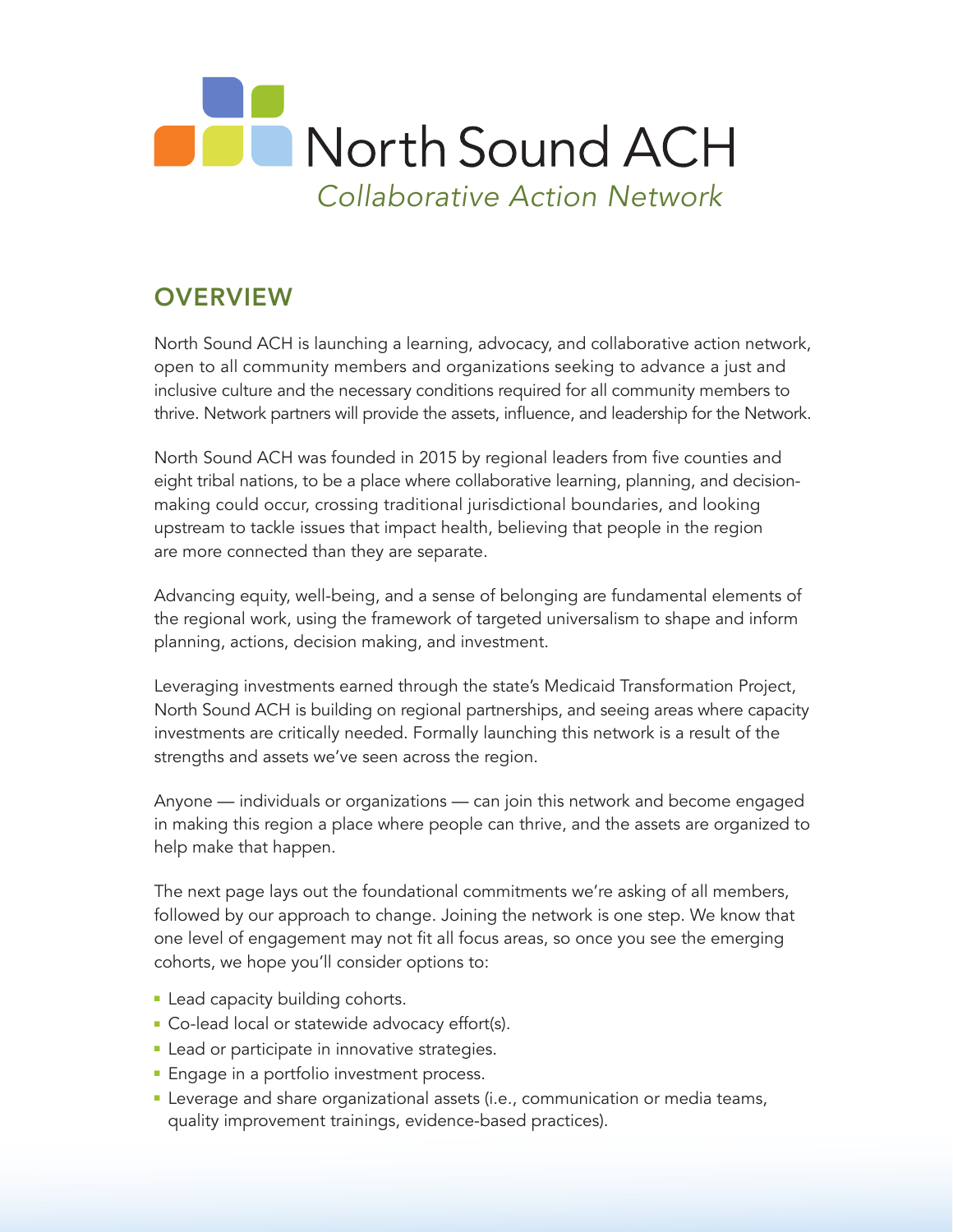# North Sound ACH

*Collaborative Action Network*

## OVERVIEW

North Sound ACH is launching a learning, advocacy, and collaborative action network, open to all community members and organizations seeking to advance a just and inclusive culture and the necessary conditions required for all community members to thrive. Network partners will provide the assets, influence, and leadership for the Network.

North Sound ACH was founded in 2015 by regional leaders from five counties and eight tribal nations, to be a place where collaborative learning, planning, and decision-making could occur, crossing traditional jurisdictional boundaries, and looking upstream to tackle issues that impact health, believing that people in the region are more connected than they are separate.

Advancing equity, well-being, and a sense of belonging are fundamental elements of the regional work, using the framework of targeted universalism to shape and inform planning, actions, decision making, and investment.

Leveraging investments earned through the state's Medicaid Transformation Project, North Sound ACH is building on regional partnerships, and seeing areas where capacity investments are critically needed. Formally launching this network is a result of the strengths and assets we've seen across the region.

Anyone — individuals or organizations — can join this network and become engaged in making this region a place where people can thrive, and the assets are organized to help make that happen.

The next page lays out the foundational commitments we're asking of all members, followed by our approach to change. Joining the network is one step. We know that one level of engagement may not fit all focus areas, so once you see the emerging cohorts, we hope you'll consider options to:

- Lead capacity building cohorts.
- Co-lead local or statewide advocacy effort(s).
- Lead or participate in innovative strategies.
- Engage in a portfolio investment process.
- Leverage and share organizational assets (i.e., communication or media teams, quality improvement trainings, evidence-based practices).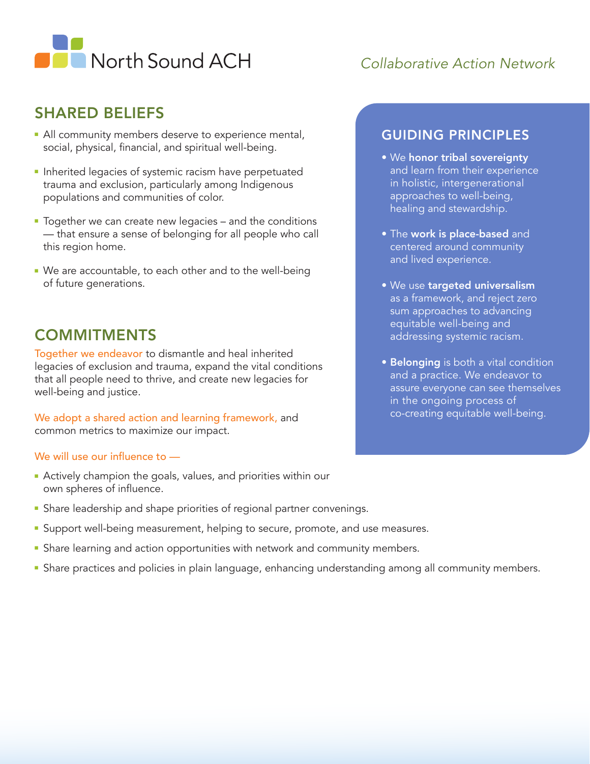# North Sound ACH

*Collaborative Action Network*

## SHARED BELIEFS

- All community members deserve to experience mental, social, physical, financial, and spiritual well-being.
- Inherited legacies of systemic racism have perpetuated trauma and exclusion, particularly among Indigenous populations and communities of color.
- Together we can create new legacies – and the conditions — that ensure a sense of belonging for all people who call this region home.
- We are accountable, to each other and to the well-being of future generations.

## COMMITMENTS

Together we endeavor to dismantle and heal inherited legacies of exclusion and trauma, expand the vital conditions that all people need to thrive, and create new legacies for well-being and justice.

We adopt a shared action and learning framework, and common metrics to maximize our impact.

We will use our influence to —

- Actively champion the goals, values, and priorities within our own spheres of influence.
- Share leadership and shape priorities of regional partner convenings.
- Support well-being measurement, helping to secure, promote, and use measures.
- Share learning and action opportunities with network and community members.
- Share practices and policies in plain language, enhancing understanding among all community members.

## GUIDING PRINCIPLES

- We **honor tribal sovereignty** and learn from their experience in holistic, intergenerational approaches to well-being, healing and stewardship.
- The **work is place-based** and centered around community and lived experience.
- We use **targeted universalism** as a framework, and reject zero sum approaches to advancing equitable well-being and addressing systemic racism.
- **Belonging** is both a vital condition and a practice. We endeavor to assure everyone can see themselves in the ongoing process of co-creating equitable well-being.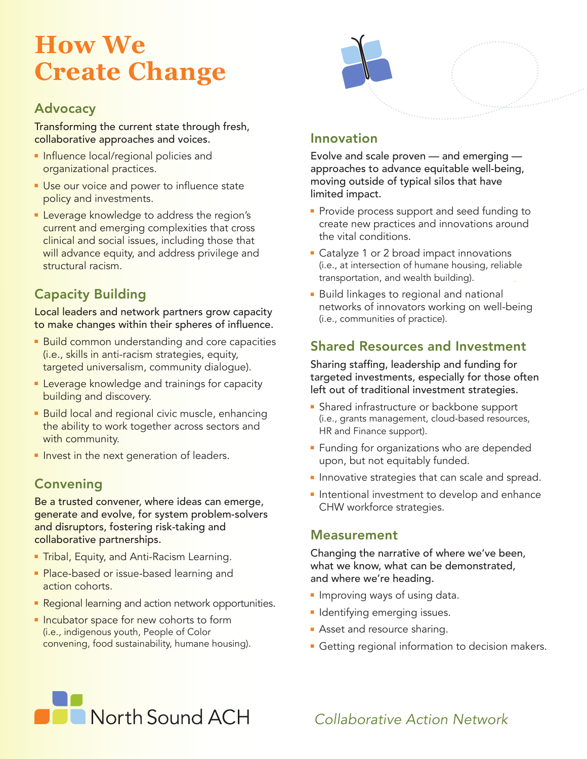# How We Create Change

## Advocacy

Transforming the current state through fresh, collaborative approaches and voices.

- Influence local/regional policies and organizational practices.
- Use our voice and power to influence state policy and investments.
- Leverage knowledge to address the region's current and emerging complexities that cross clinical and social issues, including those that will advance equity, and address privilege and structural racism.

## Capacity Building

Local leaders and network partners grow capacity to make changes within their spheres of influence.

- Build common understanding and core capacities (i.e., skills in anti-racism strategies, equity, targeted universalism, community dialogue).
- Leverage knowledge and trainings for capacity building and discovery.
- Build local and regional civic muscle, enhancing the ability to work together across sectors and with community.
- Invest in the next generation of leaders.

## Convening

Be a trusted convener, where ideas can emerge, generate and evolve, for system problem-solvers and disruptors, fostering risk-taking and collaborative partnerships.

- Tribal, Equity, and Anti-Racism Learning.
- Place-based or issue-based learning and action cohorts.
- Regional learning and action network opportunities.
- Incubator space for new cohorts to form (i.e., indigenous youth, People of Color convening, food sustainability, humane housing).

## Innovation

Evolve and scale proven — and emerging — approaches to advance equitable well-being, moving outside of typical silos that have limited impact.

- Provide process support and seed funding to create new practices and innovations around the vital conditions.
- Catalyze 1 or 2 broad impact innovations (i.e., at intersection of humane housing, reliable transportation, and wealth building).
- Build linkages to regional and national networks of innovators working on well-being (i.e., communities of practice).

## Shared Resources and Investment

Sharing staffing, leadership and funding for targeted investments, especially for those often left out of traditional investment strategies.

- Shared infrastructure or backbone support (i.e., grants management, cloud-based resources, HR and Finance support).
- Funding for organizations who are depended upon, but not equitably funded.
- Innovative strategies that can scale and spread.
- Intentional investment to develop and enhance CHW workforce strategies.

## Measurement

Changing the narrative of where we've been, what we know, what can be demonstrated, and where we're heading.

- Improving ways of using data.
- Identifying emerging issues.
- Asset and resource sharing.
- Getting regional information to decision makers.

North Sound ACH

*Collaborative Action Network*